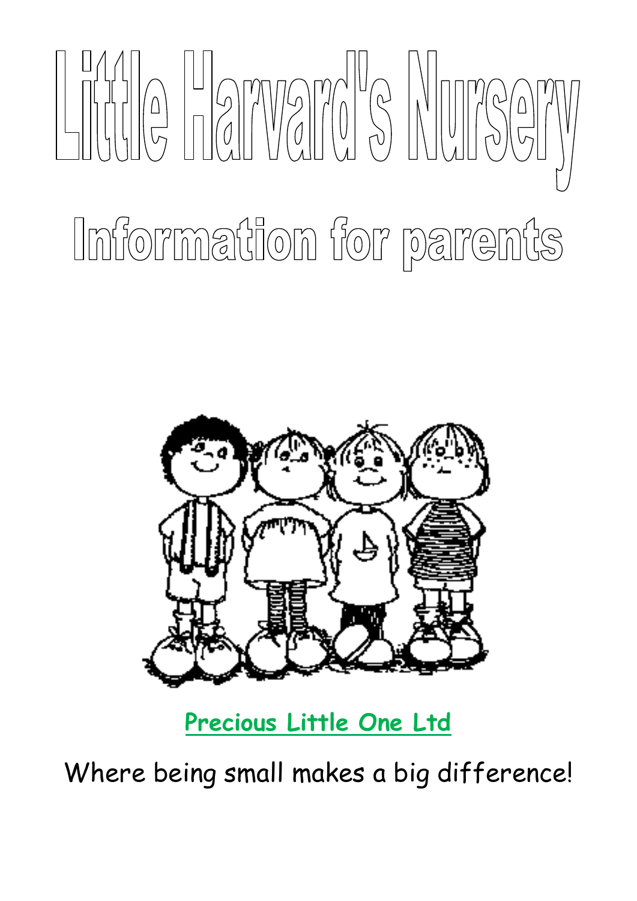# Little Harvard's Nursery

## Information for parents

**Precious Little One Ltd**

Where being small makes a big difference!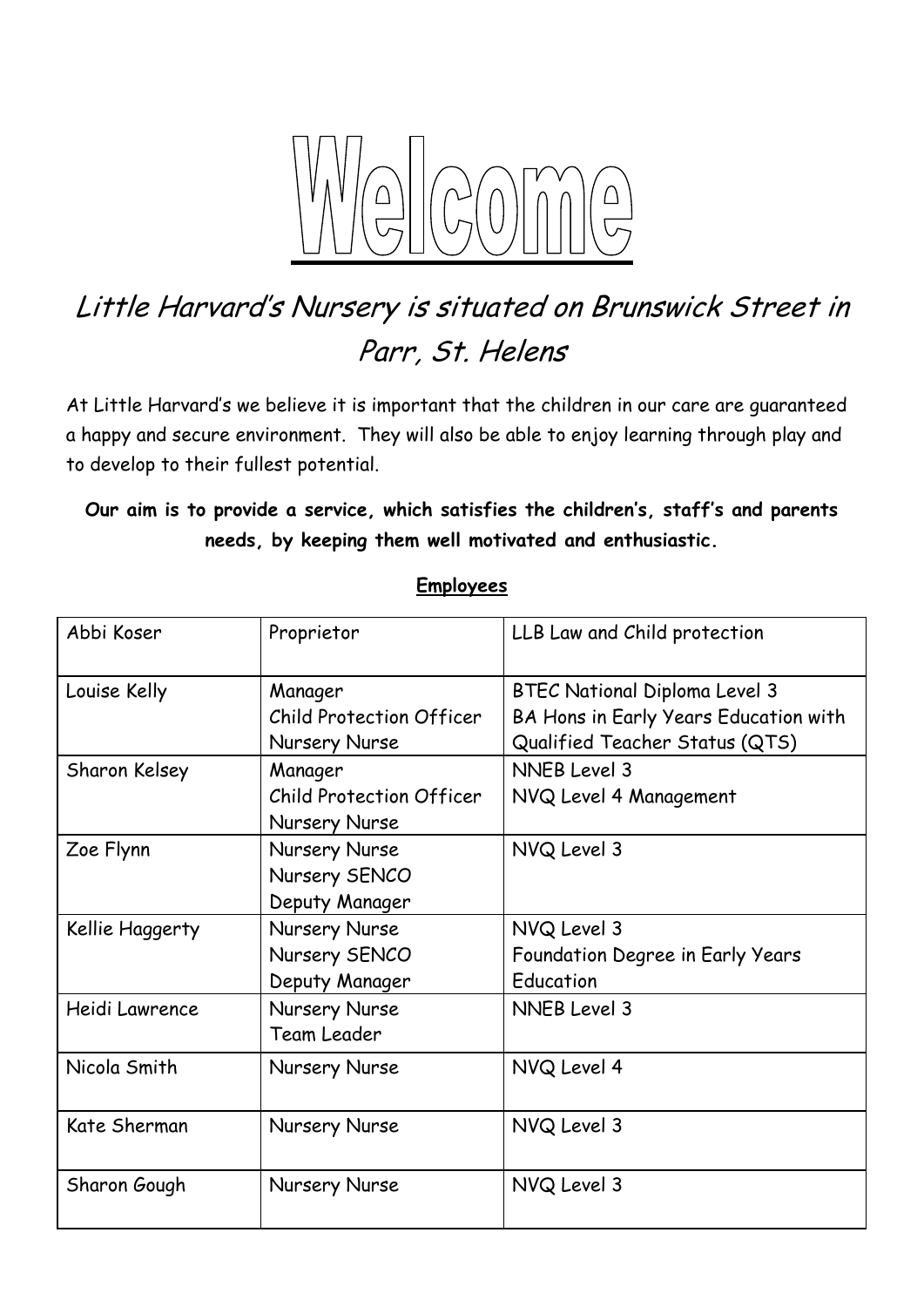# Welcome

## *Little Harvard's Nursery is situated on Brunswick Street in Parr, St. Helens*

At Little Harvard's we believe it is important that the children in our care are guaranteed a happy and secure environment. They will also be able to enjoy learning through play and to develop to their fullest potential.

**Our aim is to provide a service, which satisfies the children's, staff's and parents needs, by keeping them well motivated and enthusiastic.**

**Employees**

| | | |
|---|---|---|
| Abbi Koser | Proprietor | LLB Law and Child protection |
| Louise Kelly | Manager<br>Child Protection Officer<br>Nursery Nurse | BTEC National Diploma Level 3<br>BA Hons in Early Years Education with Qualified Teacher Status (QTS) |
| Sharon Kelsey | Manager<br>Child Protection Officer<br>Nursery Nurse | NNEB Level 3<br>NVQ Level 4 Management |
| Zoe Flynn | Nursery Nurse<br>Nursery SENCO<br>Deputy Manager | NVQ Level 3 |
| Kellie Haggerty | Nursery Nurse<br>Nursery SENCO<br>Deputy Manager | NVQ Level 3<br>Foundation Degree in Early Years Education |
| Heidi Lawrence | Nursery Nurse<br>Team Leader | NNEB Level 3 |
| Nicola Smith | Nursery Nurse | NVQ Level 4 |
| Kate Sherman | Nursery Nurse | NVQ Level 3 |
| Sharon Gough | Nursery Nurse | NVQ Level 3 |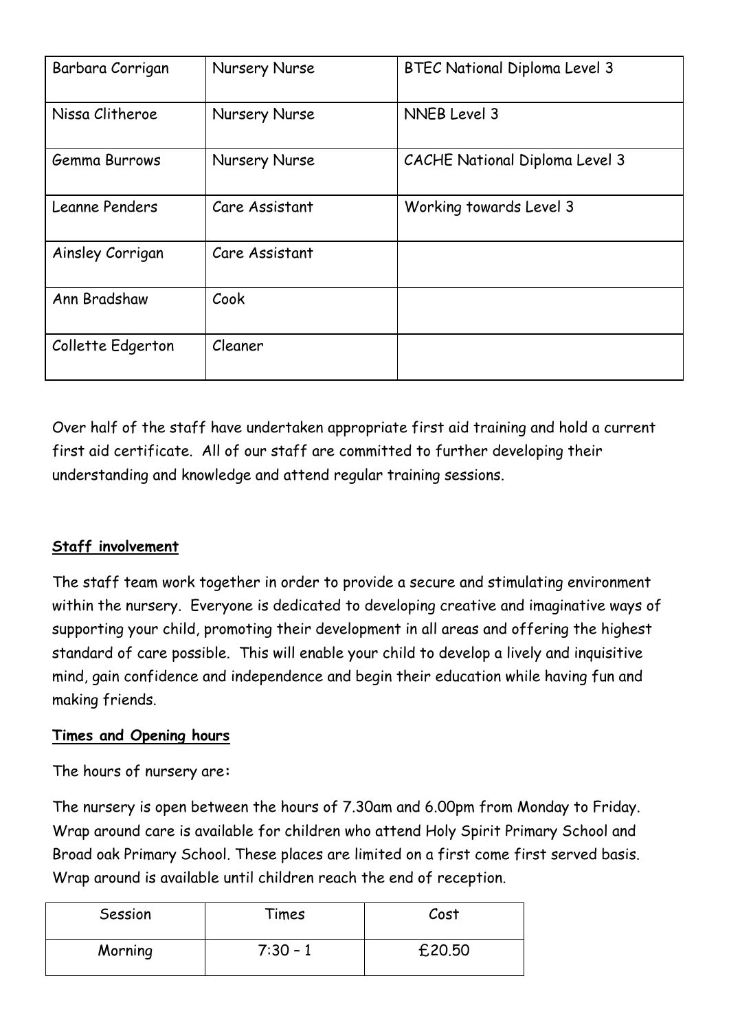| | | |
|---|---|---|
| Barbara Corrigan | Nursery Nurse | BTEC National Diploma Level 3 |
| Nissa Clitheroe | Nursery Nurse | NNEB Level 3 |
| Gemma Burrows | Nursery Nurse | CACHE National Diploma Level 3 |
| Leanne Penders | Care Assistant | Working towards Level 3 |
| Ainsley Corrigan | Care Assistant | |
| Ann Bradshaw | Cook | |
| Collette Edgerton | Cleaner | |

Over half of the staff have undertaken appropriate first aid training and hold a current first aid certificate. All of our staff are committed to further developing their understanding and knowledge and attend regular training sessions.

**Staff involvement**

The staff team work together in order to provide a secure and stimulating environment within the nursery. Everyone is dedicated to developing creative and imaginative ways of supporting your child, promoting their development in all areas and offering the highest standard of care possible. This will enable your child to develop a lively and inquisitive mind, gain confidence and independence and begin their education while having fun and making friends.

**Times and Opening hours**

The hours of nursery are:

The nursery is open between the hours of 7.30am and 6.00pm from Monday to Friday. Wrap around care is available for children who attend Holy Spirit Primary School and Broad oak Primary School. These places are limited on a first come first served basis. Wrap around is available until children reach the end of reception.

| Session | Times | Cost |
|---|---|---|
| Morning | 7:30 – 1 | £20.50 |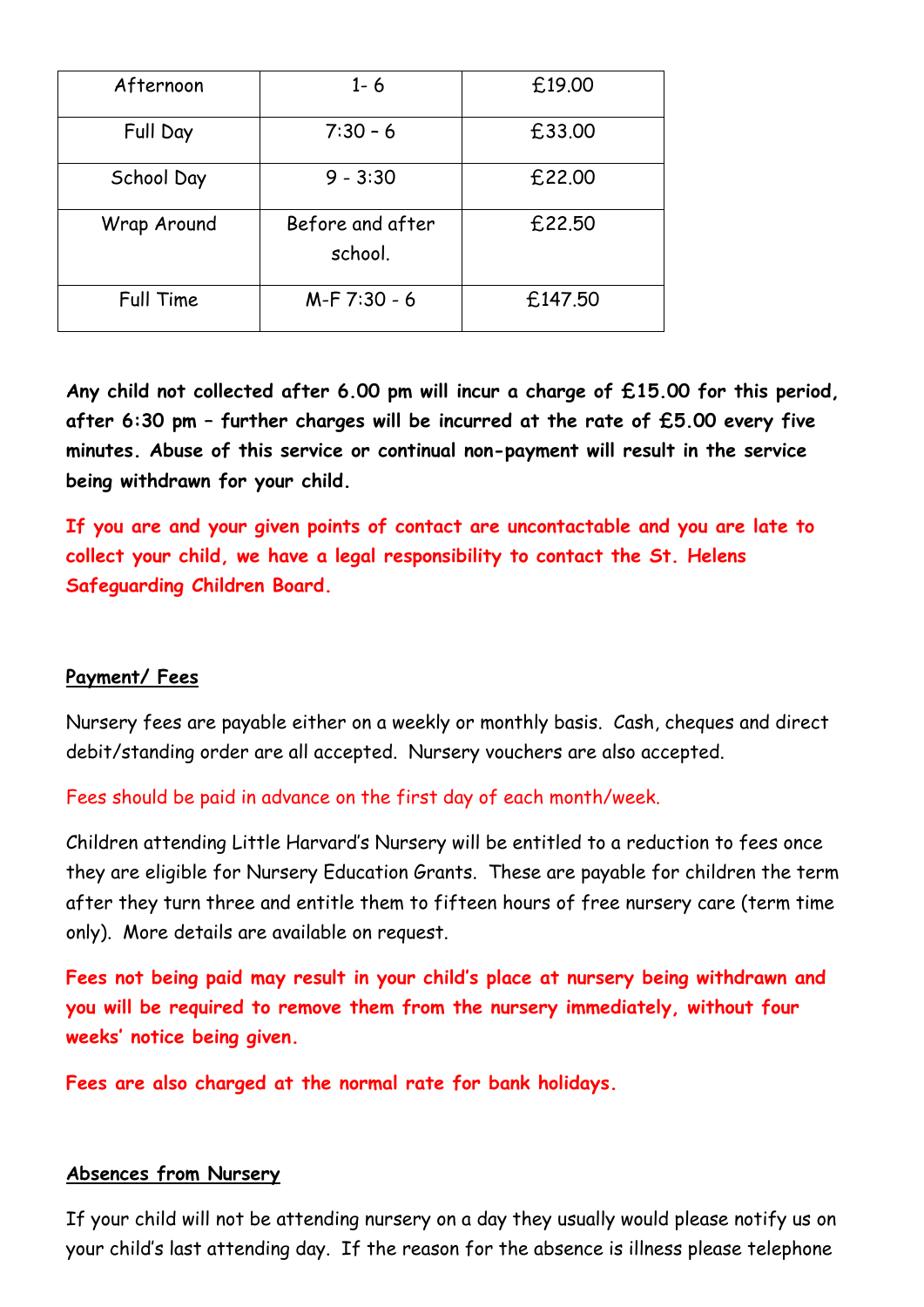| Afternoon | 1- 6 | £19.00 |
|---|---|---|
| Full Day | 7:30 – 6 | £33.00 |
| School Day | 9 - 3:30 | £22.00 |
| Wrap Around | Before and after school. | £22.50 |
| Full Time | M-F 7:30 - 6 | £147.50 |

**Any child not collected after 6.00 pm will incur a charge of £15.00 for this period, after 6:30 pm – further charges will be incurred at the rate of £5.00 every five minutes. Abuse of this service or continual non-payment will result in the service being withdrawn for your child.**

**If you are and your given points of contact are uncontactable and you are late to collect your child, we have a legal responsibility to contact the St. Helens Safeguarding Children Board.**

## Payment/ Fees

Nursery fees are payable either on a weekly or monthly basis. Cash, cheques and direct debit/standing order are all accepted. Nursery vouchers are also accepted.

Fees should be paid in advance on the first day of each month/week.

Children attending Little Harvard's Nursery will be entitled to a reduction to fees once they are eligible for Nursery Education Grants. These are payable for children the term after they turn three and entitle them to fifteen hours of free nursery care (term time only). More details are available on request.

**Fees not being paid may result in your child's place at nursery being withdrawn and you will be required to remove them from the nursery immediately, without four weeks' notice being given.**

**Fees are also charged at the normal rate for bank holidays.**

## Absences from Nursery

If your child will not be attending nursery on a day they usually would please notify us on your child's last attending day. If the reason for the absence is illness please telephone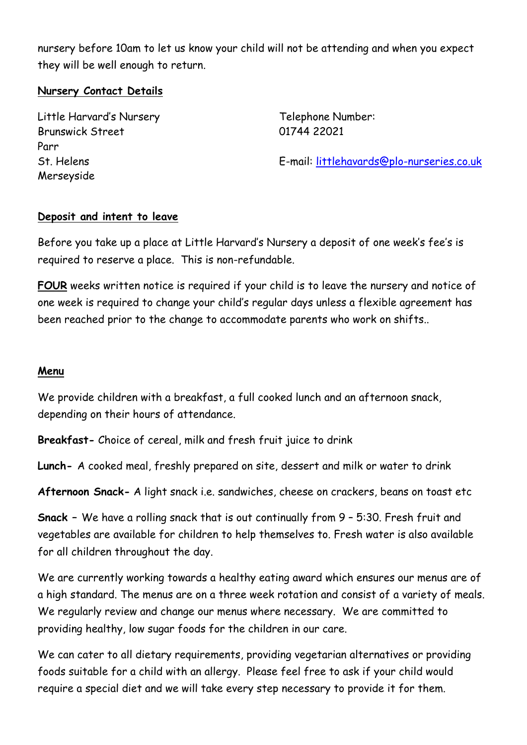nursery before 10am to let us know your child will not be attending and when you expect they will be well enough to return.

**Nursery Contact Details**

Little Harvard's Nursery
Brunswick Street
Parr
St. Helens
Merseyside

Telephone Number:
01744 22021

E-mail: littlehavards@plo-nurseries.co.uk

**Deposit and intent to leave**

Before you take up a place at Little Harvard's Nursery a deposit of one week's fee's is required to reserve a place. This is non-refundable.

**FOUR** weeks written notice is required if your child is to leave the nursery and notice of one week is required to change your child's regular days unless a flexible agreement has been reached prior to the change to accommodate parents who work on shifts..

**Menu**

We provide children with a breakfast, a full cooked lunch and an afternoon snack, depending on their hours of attendance.

**Breakfast-** Choice of cereal, milk and fresh fruit juice to drink

**Lunch-** A cooked meal, freshly prepared on site, dessert and milk or water to drink

**Afternoon Snack-** A light snack i.e. sandwiches, cheese on crackers, beans on toast etc

**Snack** – We have a rolling snack that is out continually from 9 – 5:30. Fresh fruit and vegetables are available for children to help themselves to. Fresh water is also available for all children throughout the day.

We are currently working towards a healthy eating award which ensures our menus are of a high standard. The menus are on a three week rotation and consist of a variety of meals. We regularly review and change our menus where necessary. We are committed to providing healthy, low sugar foods for the children in our care.

We can cater to all dietary requirements, providing vegetarian alternatives or providing foods suitable for a child with an allergy. Please feel free to ask if your child would require a special diet and we will take every step necessary to provide it for them.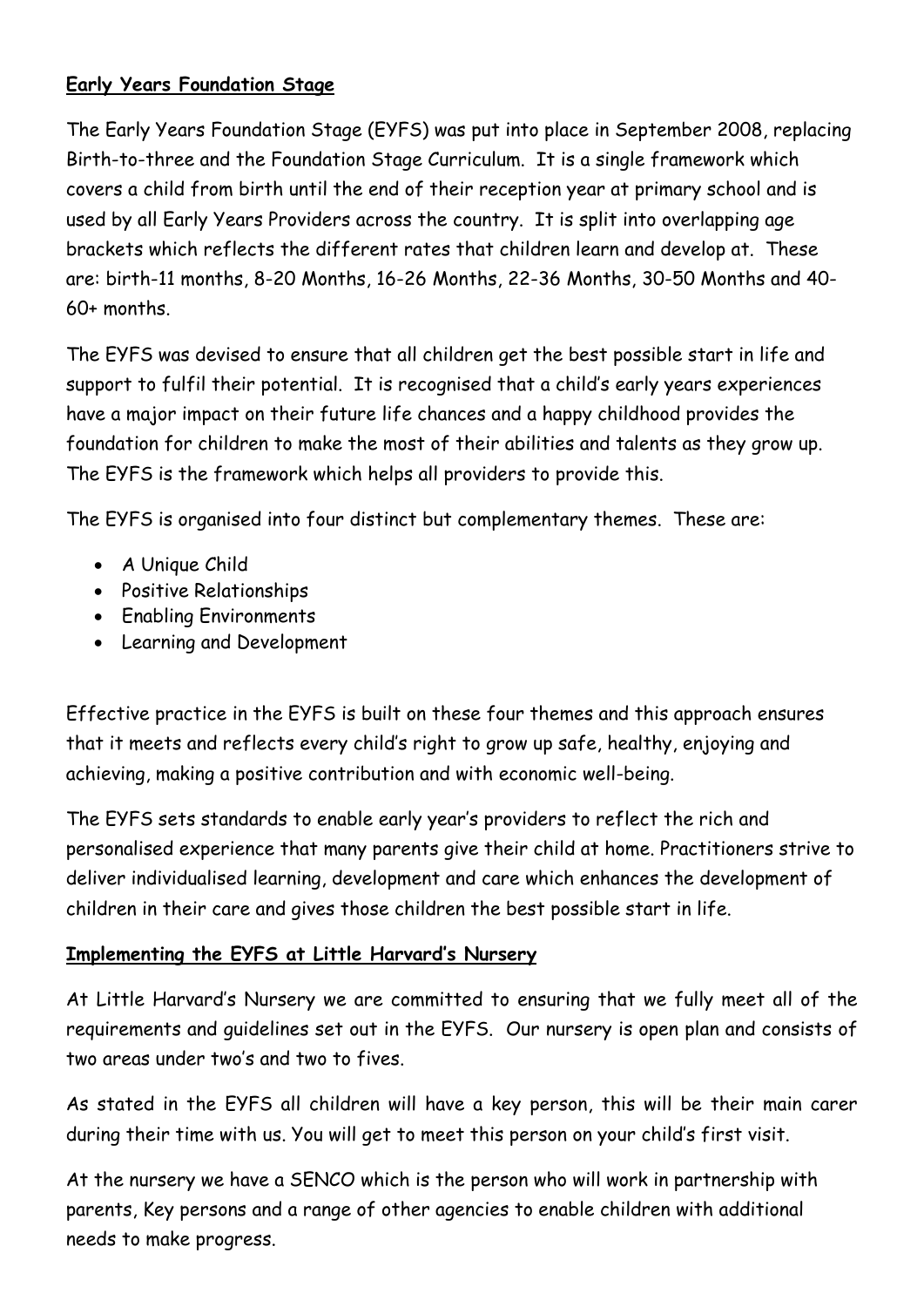## Early Years Foundation Stage

The Early Years Foundation Stage (EYFS) was put into place in September 2008, replacing Birth-to-three and the Foundation Stage Curriculum. It is a single framework which covers a child from birth until the end of their reception year at primary school and is used by all Early Years Providers across the country. It is split into overlapping age brackets which reflects the different rates that children learn and develop at. These are: birth-11 months, 8-20 Months, 16-26 Months, 22-36 Months, 30-50 Months and 40-60+ months.

The EYFS was devised to ensure that all children get the best possible start in life and support to fulfil their potential. It is recognised that a child's early years experiences have a major impact on their future life chances and a happy childhood provides the foundation for children to make the most of their abilities and talents as they grow up. The EYFS is the framework which helps all providers to provide this.

The EYFS is organised into four distinct but complementary themes. These are:

- A Unique Child
- Positive Relationships
- Enabling Environments
- Learning and Development

Effective practice in the EYFS is built on these four themes and this approach ensures that it meets and reflects every child's right to grow up safe, healthy, enjoying and achieving, making a positive contribution and with economic well-being.

The EYFS sets standards to enable early year's providers to reflect the rich and personalised experience that many parents give their child at home. Practitioners strive to deliver individualised learning, development and care which enhances the development of children in their care and gives those children the best possible start in life.

## Implementing the EYFS at Little Harvard's Nursery

At Little Harvard's Nursery we are committed to ensuring that we fully meet all of the requirements and guidelines set out in the EYFS. Our nursery is open plan and consists of two areas under two's and two to fives.

As stated in the EYFS all children will have a key person, this will be their main carer during their time with us. You will get to meet this person on your child's first visit.

At the nursery we have a SENCO which is the person who will work in partnership with parents, Key persons and a range of other agencies to enable children with additional needs to make progress.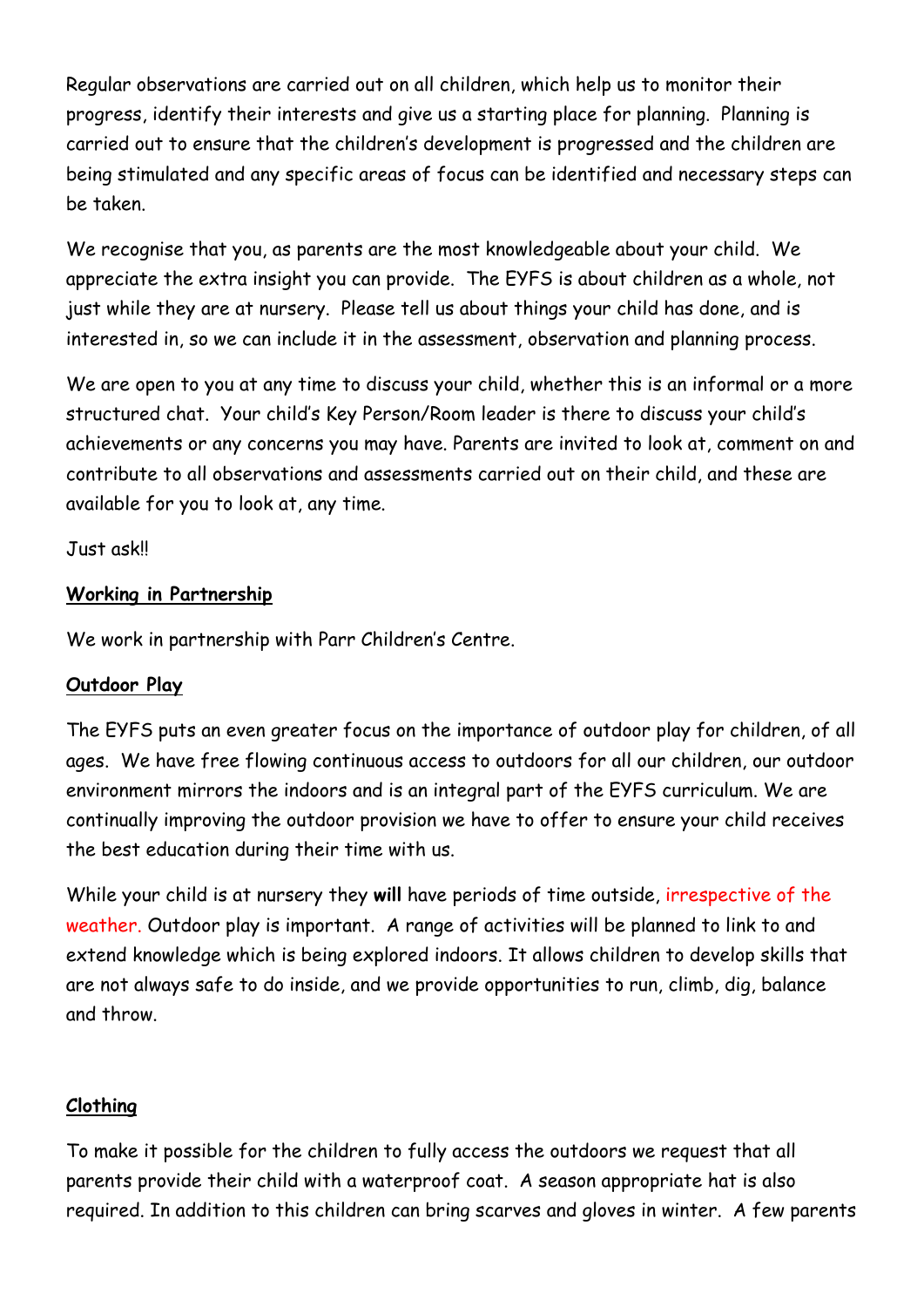Regular observations are carried out on all children, which help us to monitor their progress, identify their interests and give us a starting place for planning. Planning is carried out to ensure that the children's development is progressed and the children are being stimulated and any specific areas of focus can be identified and necessary steps can be taken.

We recognise that you, as parents are the most knowledgeable about your child. We appreciate the extra insight you can provide. The EYFS is about children as a whole, not just while they are at nursery. Please tell us about things your child has done, and is interested in, so we can include it in the assessment, observation and planning process.

We are open to you at any time to discuss your child, whether this is an informal or a more structured chat. Your child's Key Person/Room leader is there to discuss your child's achievements or any concerns you may have. Parents are invited to look at, comment on and contribute to all observations and assessments carried out on their child, and these are available for you to look at, any time.

Just ask!!

## Working in Partnership

We work in partnership with Parr Children's Centre.

## Outdoor Play

The EYFS puts an even greater focus on the importance of outdoor play for children, of all ages. We have free flowing continuous access to outdoors for all our children, our outdoor environment mirrors the indoors and is an integral part of the EYFS curriculum. We are continually improving the outdoor provision we have to offer to ensure your child receives the best education during their time with us.

While your child is at nursery they **will** have periods of time outside, irrespective of the weather. Outdoor play is important. A range of activities will be planned to link to and extend knowledge which is being explored indoors. It allows children to develop skills that are not always safe to do inside, and we provide opportunities to run, climb, dig, balance and throw.

## Clothing

To make it possible for the children to fully access the outdoors we request that all parents provide their child with a waterproof coat. A season appropriate hat is also required. In addition to this children can bring scarves and gloves in winter. A few parents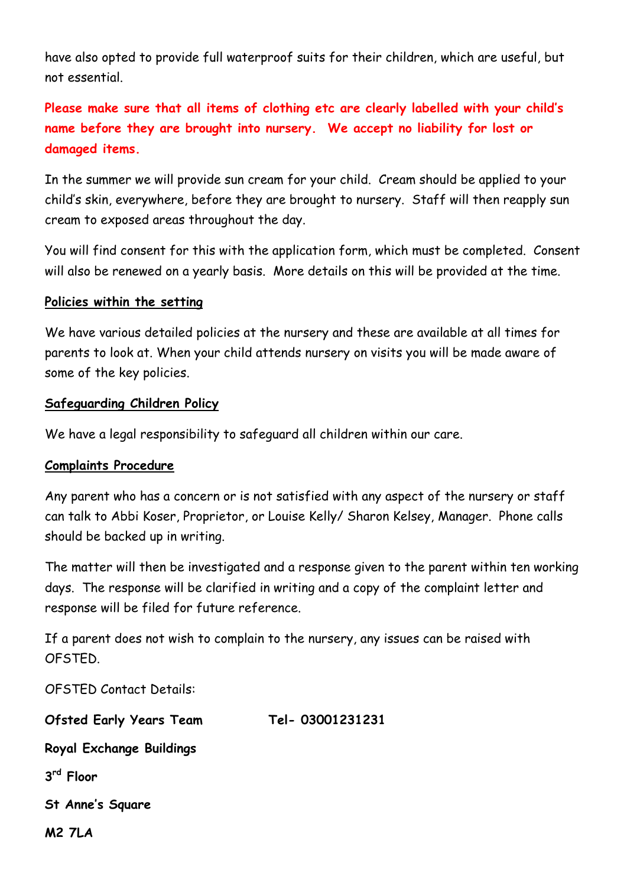have also opted to provide full waterproof suits for their children, which are useful, but not essential.

**Please make sure that all items of clothing etc are clearly labelled with your child's name before they are brought into nursery. We accept no liability for lost or damaged items.**

In the summer we will provide sun cream for your child. Cream should be applied to your child's skin, everywhere, before they are brought to nursery. Staff will then reapply sun cream to exposed areas throughout the day.

You will find consent for this with the application form, which must be completed. Consent will also be renewed on a yearly basis. More details on this will be provided at the time.

## Policies within the setting

We have various detailed policies at the nursery and these are available at all times for parents to look at. When your child attends nursery on visits you will be made aware of some of the key policies.

## Safeguarding Children Policy

We have a legal responsibility to safeguard all children within our care.

## Complaints Procedure

Any parent who has a concern or is not satisfied with any aspect of the nursery or staff can talk to Abbi Koser, Proprietor, or Louise Kelly/ Sharon Kelsey, Manager. Phone calls should be backed up in writing.

The matter will then be investigated and a response given to the parent within ten working days. The response will be clarified in writing and a copy of the complaint letter and response will be filed for future reference.

If a parent does not wish to complain to the nursery, any issues can be raised with OFSTED.

OFSTED Contact Details:

**Ofsted Early Years Team** **Tel- 03001231231**

**Royal Exchange Buildings**

**3rd Floor**

**St Anne's Square**

**M2 7LA**